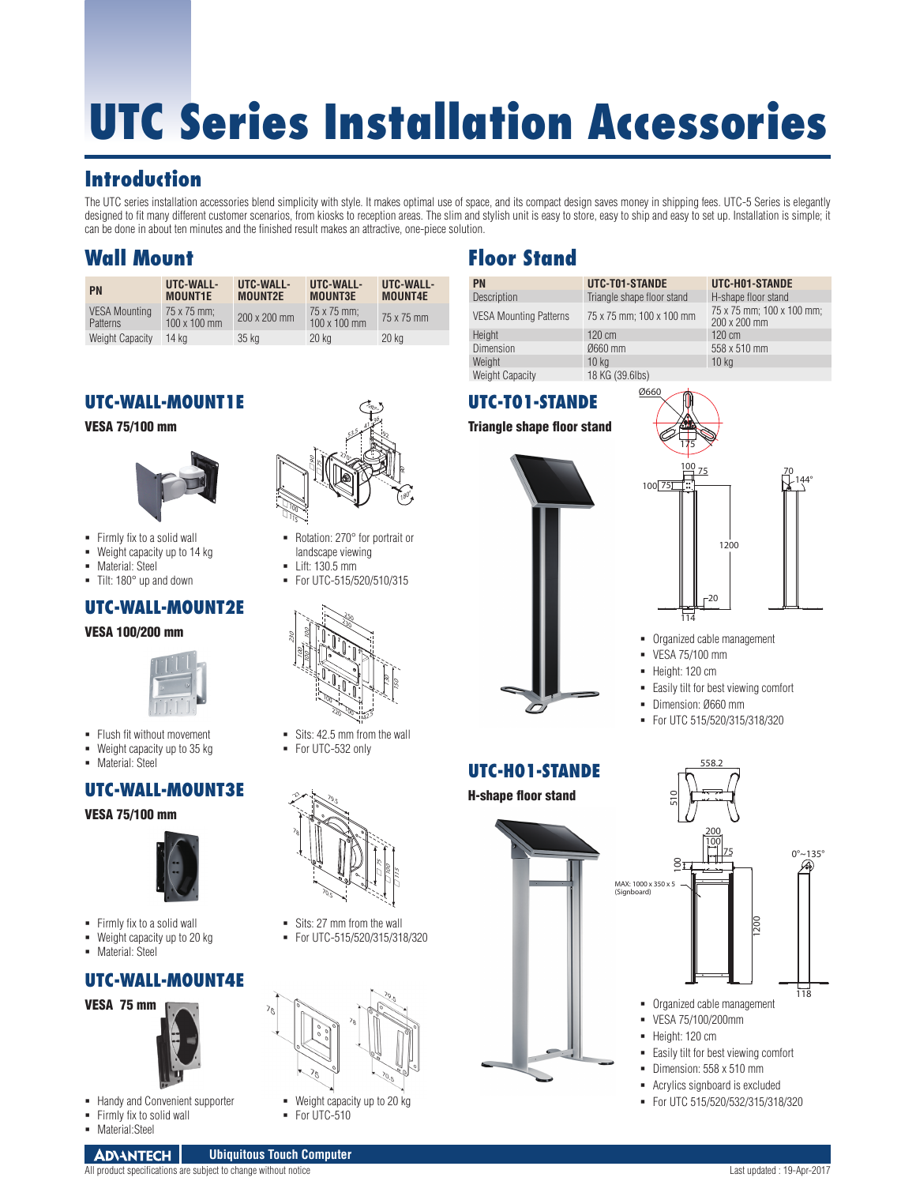# UTC Series Installation Accessories

## Introduction

The UTC series installation accessories blend simplicity with style. It makes optimal use of space, and its compact design saves money in shipping fees. UTC-5 Series is elegantly designed to fit many different customer scenarios, from kiosks to reception areas. The slim and stylish unit is easy to store, easy to ship and easy to set up. Installation is simple; it can be done in about ten minutes and the finished result makes an attractive, one-piece solution.

## Wall Mount

| PN | UTC-WALL-MOUNT1E | UTC-WALL-MOUNT2E | UTC-WALL-MOUNT3E | UTC-WALL-MOUNT4E |
|---|---|---|---|---|
| VESA Mounting Patterns | 75 x 75 mm; 100 x 100 mm | 200 x 200 mm | 75 x 75 mm; 100 x 100 mm | 75 x 75 mm |
| Weight Capacity | 14 kg | 35 kg | 20 kg | 20 kg |

### UTC-WALL-MOUNT1E

**VESA 75/100 mm**

- Firmly fix to a solid wall
- Weight capacity up to 14 kg
- Material: Steel
- Tilt: 180° up and down
- Rotation: 270° for portrait or landscape viewing
- Lift: 130.5 mm
- For UTC-515/520/510/315

### UTC-WALL-MOUNT2E

**VESA 100/200 mm**

- Flush fit without movement
- Weight capacity up to 35 kg
- Material: Steel
- Sits: 42.5 mm from the wall
- For UTC-532 only

### UTC-WALL-MOUNT3E

**VESA 75/100 mm**

- Firmly fix to a solid wall
- Weight capacity up to 20 kg
- Material: Steel
- Sits: 27 mm from the wall
- For UTC-515/520/315/318/320

### UTC-WALL-MOUNT4E

**VESA 75 mm**

- Handy and Convenient supporter
- Firmly fix to solid wall
- Material:Steel
- Weight capacity up to 20 kg
- For UTC-510

## Floor Stand

| PN | UTC-T01-STANDE | UTC-H01-STANDE |
|---|---|---|
| Description | Triangle shape floor stand | H-shape floor stand |
| VESA Mounting Patterns | 75 x 75 mm; 100 x 100 mm | 75 x 75 mm; 100 x 100 mm; 200 x 200 mm |
| Height | 120 cm | 120 cm |
| Dimension | Ø660 mm | 558 x 510 mm |
| Weight | 10 kg | 10 kg |
| Weight Capacity | 18 KG (39.6lbs) | |

### UTC-T01-STANDE

**Triangle shape floor stand**

- Organized cable management
- VESA 75/100 mm
- Height: 120 cm
- Easily tilt for best viewing comfort
- Dimension: Ø660 mm
- For UTC 515/520/315/318/320

### UTC-H01-STANDE

**H-shape floor stand**

MAX: 1000 x 350 x 5 (Signboard)

- Organized cable management
- VESA 75/100/200mm
- Height: 120 cm
- Easily tilt for best viewing comfort
- Dimension: 558 x 510 mm
- Acrylics signboard is excluded
- For UTC 515/520/532/315/318/320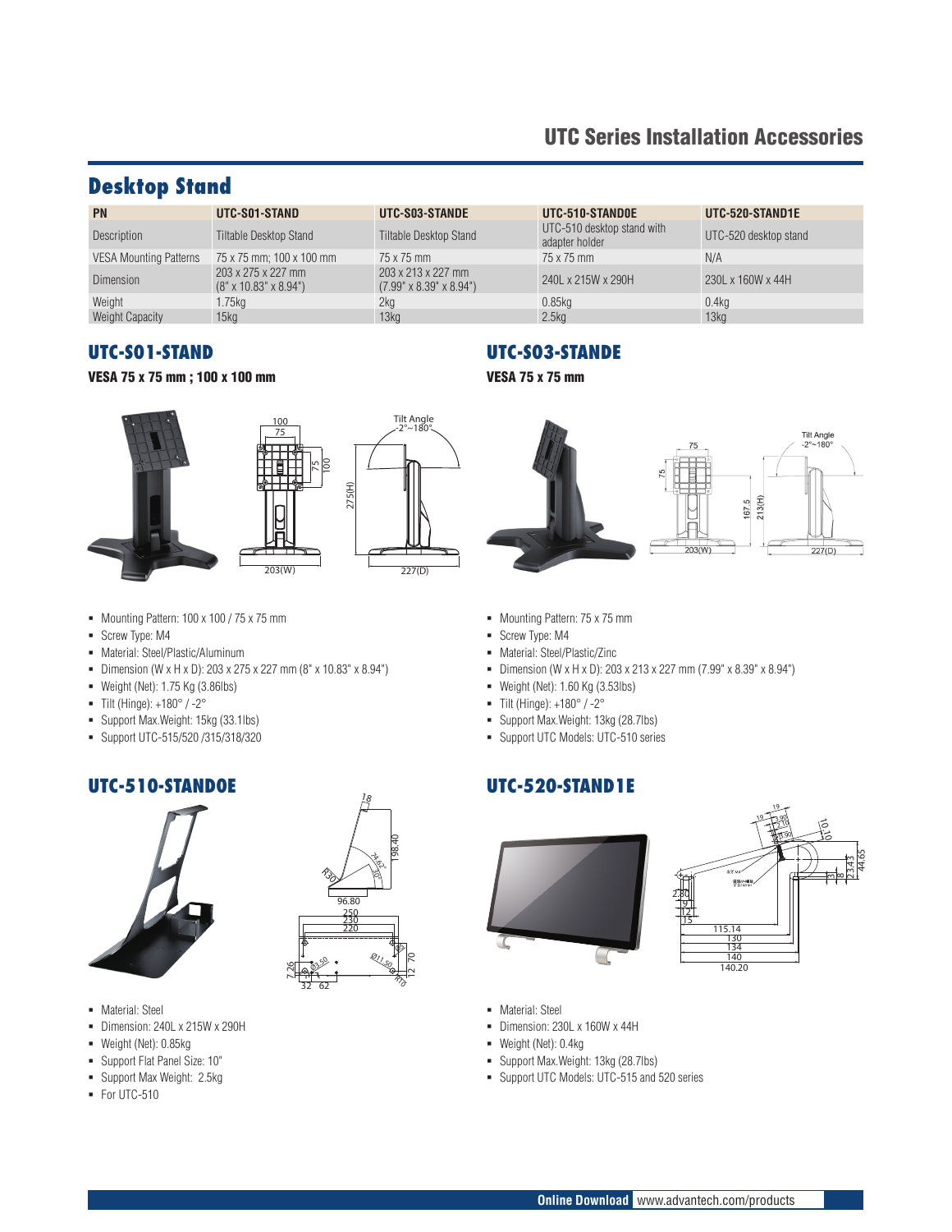## UTC Series Installation Accessories

## Desktop Stand

| PN | UTC-S01-STAND | UTC-S03-STANDE | UTC-510-STAND0E | UTC-520-STAND1E |
|---|---|---|---|---|
| Description | Tiltable Desktop Stand | Tiltable Desktop Stand | UTC-510 desktop stand with adapter holder | UTC-520 desktop stand |
| VESA Mounting Patterns | 75 x 75 mm; 100 x 100 mm | 75 x 75 mm | 75 x 75 mm | N/A |
| Dimension | 203 x 275 x 227 mm (8" x 10.83" x 8.94") | 203 x 213 x 227 mm (7.99" x 8.39" x 8.94") | 240L x 215W x 290H | 230L x 160W x 44H |
| Weight | 1.75kg | 2kg | 0.85kg | 0.4kg |
| Weight Capacity | 15kg | 13kg | 2.5kg | 13kg |

### UTC-S01-STAND

**VESA 75 x 75 mm ; 100 x 100 mm**

100
75
75
100
275(H)
203(W)
Tilt Angle -2°~180°
227(D)

- Mounting Pattern: 100 x 100 / 75 x 75 mm
- Screw Type: M4
- Material: Steel/Plastic/Aluminum
- Dimension (W x H x D): 203 x 275 x 227 mm (8" x 10.83" x 8.94")
- Weight (Net): 1.75 Kg (3.86lbs)
- Tilt (Hinge): +180° / -2°
- Support Max.Weight: 15kg (33.1lbs)
- Support UTC-515/520 /315/318/320

### UTC-S03-STANDE

**VESA 75 x 75 mm**

75
75
167.5
213(H)
203(W)
Tilt Angle -2°~180°
227(D)

- Mounting Pattern: 75 x 75 mm
- Screw Type: M4
- Material: Steel/Plastic/Zinc
- Dimension (W x H x D): 203 x 213 x 227 mm (7.99" x 8.39" x 8.94")
- Weight (Net): 1.60 Kg (3.53lbs)
- Tilt (Hinge): +180° / -2°
- Support Max.Weight: 13kg (28.7lbs)
- Support UTC Models: UTC-510 series

### UTC-510-STAND0E

18
198.40
74.62°
30°
R30
96.80
250
230
220
7.26
32
62
12
70

- Material: Steel
- Dimension: 240L x 215W x 290H
- Weight (Net): 0.85kg
- Support Flat Panel Size: 10"
- Support Max Weight: 2.5kg
- For UTC-510

### UTC-520-STAND1E

19
19
10.10
44.65
23.43
115.14
130
134
140
140.20

- Material: Steel
- Dimension: 230L x 160W x 44H
- Weight (Net): 0.4kg
- Support Max.Weight: 13kg (28.7lbs)
- Support UTC Models: UTC-515 and 520 series